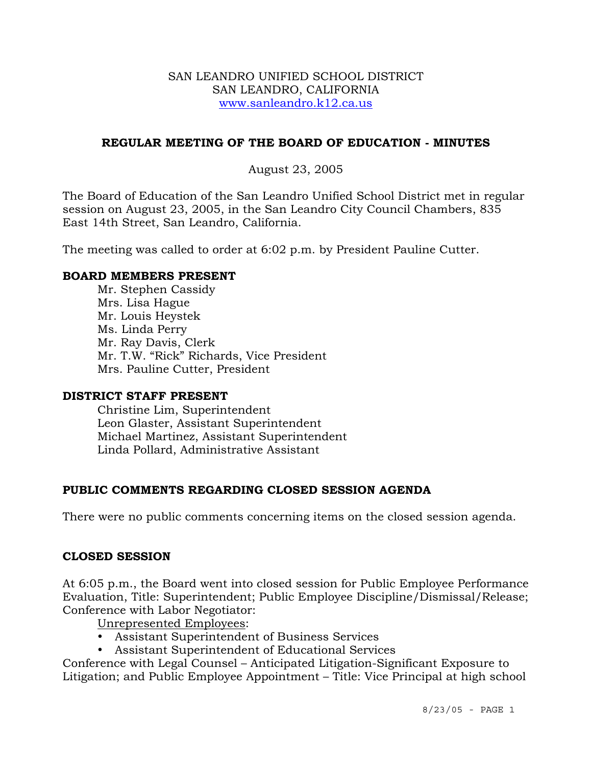SAN LEANDRO UNIFIED SCHOOL DISTRICT
SAN LEANDRO, CALIFORNIA
www.sanleandro.k12.ca.us

# REGULAR MEETING OF THE BOARD OF EDUCATION - MINUTES

August 23, 2005

The Board of Education of the San Leandro Unified School District met in regular session on August 23, 2005, in the San Leandro City Council Chambers, 835 East 14th Street, San Leandro, California.

The meeting was called to order at 6:02 p.m. by President Pauline Cutter.

## BOARD MEMBERS PRESENT

Mr. Stephen Cassidy
Mrs. Lisa Hague
Mr. Louis Heystek
Ms. Linda Perry
Mr. Ray Davis, Clerk
Mr. T.W. "Rick" Richards, Vice President
Mrs. Pauline Cutter, President

## DISTRICT STAFF PRESENT

Christine Lim, Superintendent
Leon Glaster, Assistant Superintendent
Michael Martinez, Assistant Superintendent
Linda Pollard, Administrative Assistant

## PUBLIC COMMENTS REGARDING CLOSED SESSION AGENDA

There were no public comments concerning items on the closed session agenda.

## CLOSED SESSION

At 6:05 p.m., the Board went into closed session for Public Employee Performance Evaluation, Title: Superintendent; Public Employee Discipline/Dismissal/Release; Conference with Labor Negotiator:

Unrepresented Employees:

- Assistant Superintendent of Business Services
- Assistant Superintendent of Educational Services

Conference with Legal Counsel – Anticipated Litigation-Significant Exposure to Litigation; and Public Employee Appointment – Title: Vice Principal at high school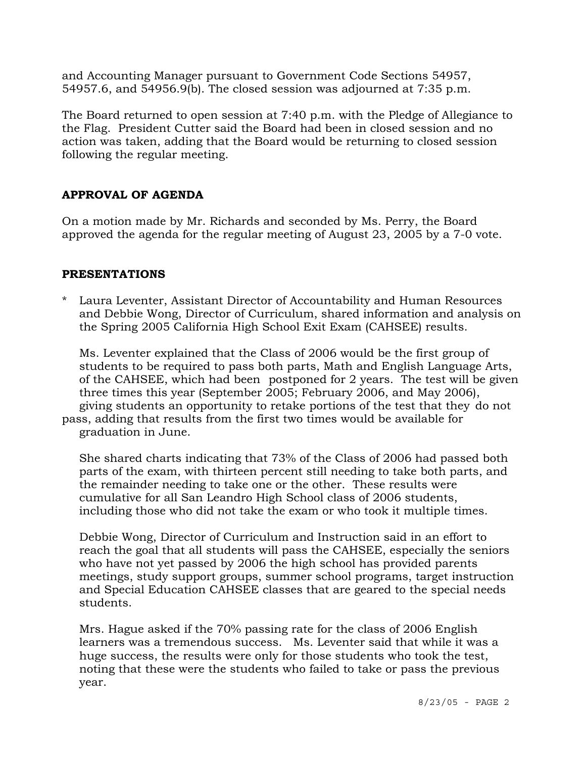and Accounting Manager pursuant to Government Code Sections 54957, 54957.6, and 54956.9(b). The closed session was adjourned at 7:35 p.m.

The Board returned to open session at 7:40 p.m. with the Pledge of Allegiance to the Flag. President Cutter said the Board had been in closed session and no action was taken, adding that the Board would be returning to closed session following the regular meeting.

## APPROVAL OF AGENDA

On a motion made by Mr. Richards and seconded by Ms. Perry, the Board approved the agenda for the regular meeting of August 23, 2005 by a 7-0 vote.

## PRESENTATIONS

* Laura Leventer, Assistant Director of Accountability and Human Resources and Debbie Wong, Director of Curriculum, shared information and analysis on the Spring 2005 California High School Exit Exam (CAHSEE) results.

  Ms. Leventer explained that the Class of 2006 would be the first group of students to be required to pass both parts, Math and English Language Arts, of the CAHSEE, which had been postponed for 2 years. The test will be given three times this year (September 2005; February 2006, and May 2006), giving students an opportunity to retake portions of the test that they do not pass, adding that results from the first two times would be available for graduation in June.

  She shared charts indicating that 73% of the Class of 2006 had passed both parts of the exam, with thirteen percent still needing to take both parts, and the remainder needing to take one or the other. These results were cumulative for all San Leandro High School class of 2006 students, including those who did not take the exam or who took it multiple times.

  Debbie Wong, Director of Curriculum and Instruction said in an effort to reach the goal that all students will pass the CAHSEE, especially the seniors who have not yet passed by 2006 the high school has provided parents meetings, study support groups, summer school programs, target instruction and Special Education CAHSEE classes that are geared to the special needs students.

  Mrs. Hague asked if the 70% passing rate for the class of 2006 English learners was a tremendous success. Ms. Leventer said that while it was a huge success, the results were only for those students who took the test, noting that these were the students who failed to take or pass the previous year.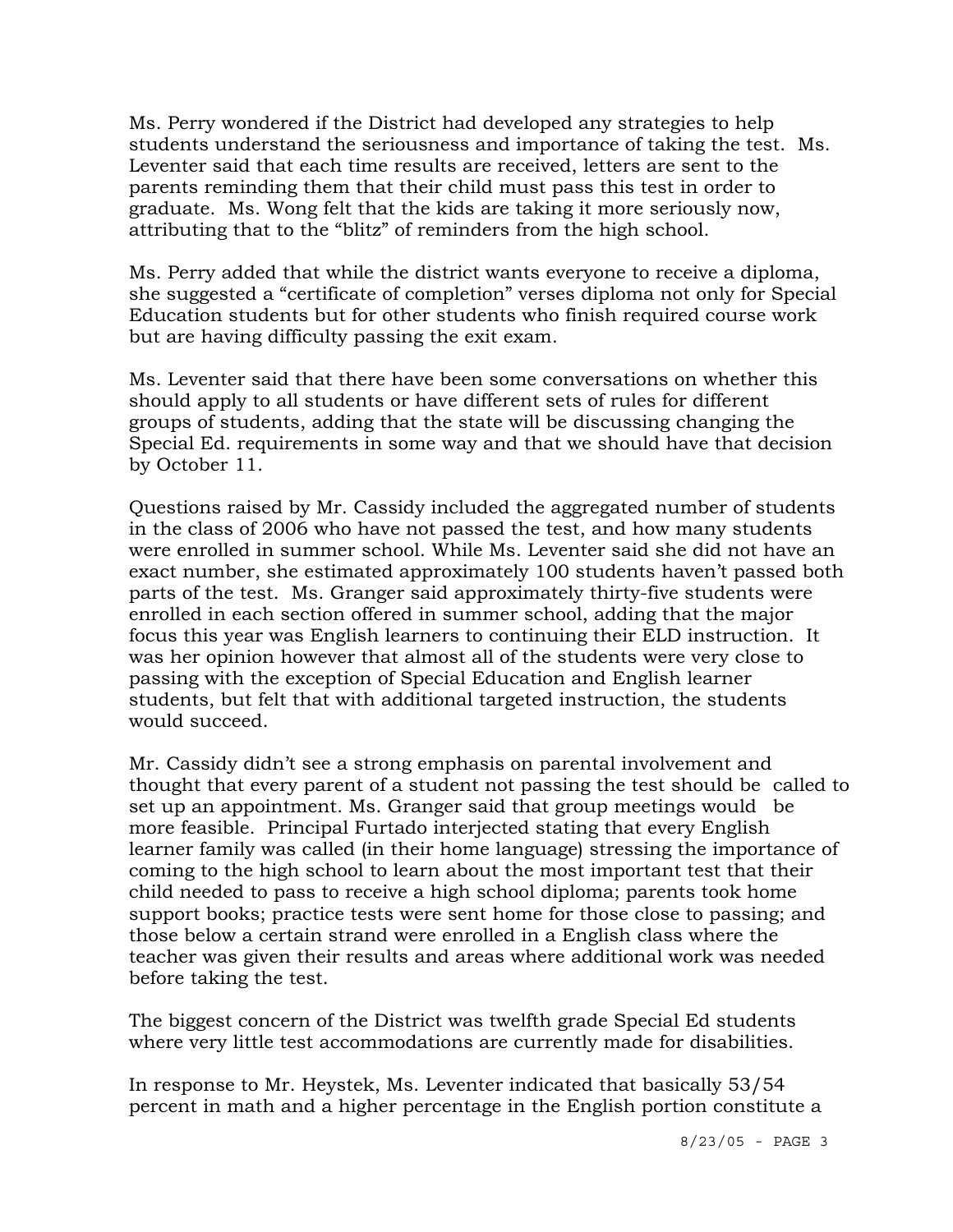Ms. Perry wondered if the District had developed any strategies to help students understand the seriousness and importance of taking the test. Ms. Leventer said that each time results are received, letters are sent to the parents reminding them that their child must pass this test in order to graduate. Ms. Wong felt that the kids are taking it more seriously now, attributing that to the "blitz" of reminders from the high school.

Ms. Perry added that while the district wants everyone to receive a diploma, she suggested a "certificate of completion" verses diploma not only for Special Education students but for other students who finish required course work but are having difficulty passing the exit exam.

Ms. Leventer said that there have been some conversations on whether this should apply to all students or have different sets of rules for different groups of students, adding that the state will be discussing changing the Special Ed. requirements in some way and that we should have that decision by October 11.

Questions raised by Mr. Cassidy included the aggregated number of students in the class of 2006 who have not passed the test, and how many students were enrolled in summer school. While Ms. Leventer said she did not have an exact number, she estimated approximately 100 students haven't passed both parts of the test. Ms. Granger said approximately thirty-five students were enrolled in each section offered in summer school, adding that the major focus this year was English learners to continuing their ELD instruction. It was her opinion however that almost all of the students were very close to passing with the exception of Special Education and English learner students, but felt that with additional targeted instruction, the students would succeed.

Mr. Cassidy didn't see a strong emphasis on parental involvement and thought that every parent of a student not passing the test should be called to set up an appointment. Ms. Granger said that group meetings would be more feasible. Principal Furtado interjected stating that every English learner family was called (in their home language) stressing the importance of coming to the high school to learn about the most important test that their child needed to pass to receive a high school diploma; parents took home support books; practice tests were sent home for those close to passing; and those below a certain strand were enrolled in a English class where the teacher was given their results and areas where additional work was needed before taking the test.

The biggest concern of the District was twelfth grade Special Ed students where very little test accommodations are currently made for disabilities.

In response to Mr. Heystek, Ms. Leventer indicated that basically 53/54 percent in math and a higher percentage in the English portion constitute a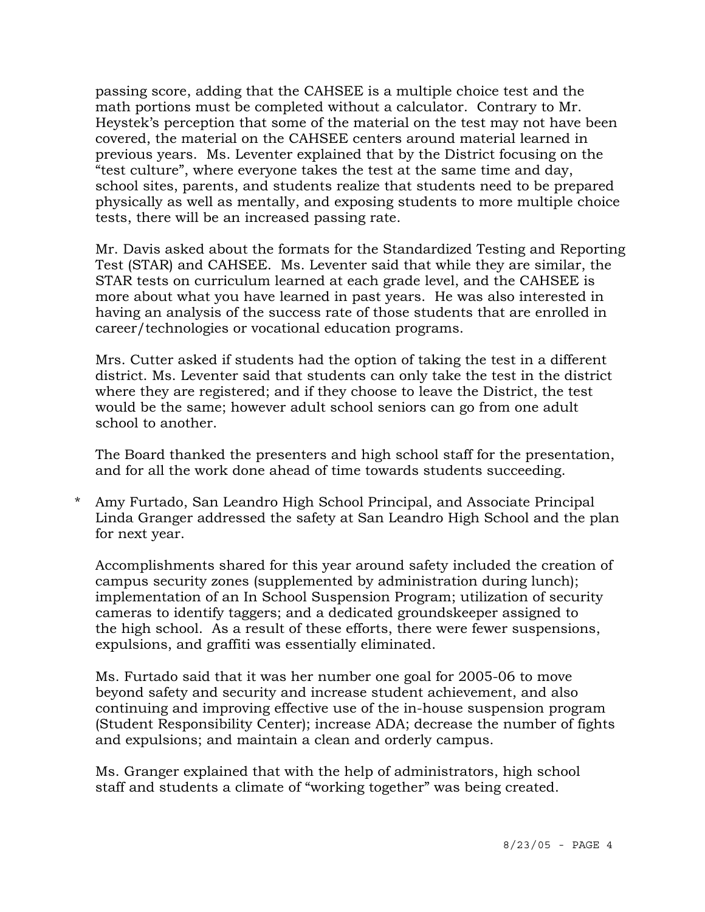passing score, adding that the CAHSEE is a multiple choice test and the math portions must be completed without a calculator. Contrary to Mr. Heystek's perception that some of the material on the test may not have been covered, the material on the CAHSEE centers around material learned in previous years. Ms. Leventer explained that by the District focusing on the "test culture", where everyone takes the test at the same time and day, school sites, parents, and students realize that students need to be prepared physically as well as mentally, and exposing students to more multiple choice tests, there will be an increased passing rate.

Mr. Davis asked about the formats for the Standardized Testing and Reporting Test (STAR) and CAHSEE. Ms. Leventer said that while they are similar, the STAR tests on curriculum learned at each grade level, and the CAHSEE is more about what you have learned in past years. He was also interested in having an analysis of the success rate of those students that are enrolled in career/technologies or vocational education programs.

Mrs. Cutter asked if students had the option of taking the test in a different district. Ms. Leventer said that students can only take the test in the district where they are registered; and if they choose to leave the District, the test would be the same; however adult school seniors can go from one adult school to another.

The Board thanked the presenters and high school staff for the presentation, and for all the work done ahead of time towards students succeeding.

* Amy Furtado, San Leandro High School Principal, and Associate Principal Linda Granger addressed the safety at San Leandro High School and the plan for next year.

  Accomplishments shared for this year around safety included the creation of campus security zones (supplemented by administration during lunch); implementation of an In School Suspension Program; utilization of security cameras to identify taggers; and a dedicated groundskeeper assigned to the high school. As a result of these efforts, there were fewer suspensions, expulsions, and graffiti was essentially eliminated.

  Ms. Furtado said that it was her number one goal for 2005-06 to move beyond safety and security and increase student achievement, and also continuing and improving effective use of the in-house suspension program (Student Responsibility Center); increase ADA; decrease the number of fights and expulsions; and maintain a clean and orderly campus.

  Ms. Granger explained that with the help of administrators, high school staff and students a climate of "working together" was being created.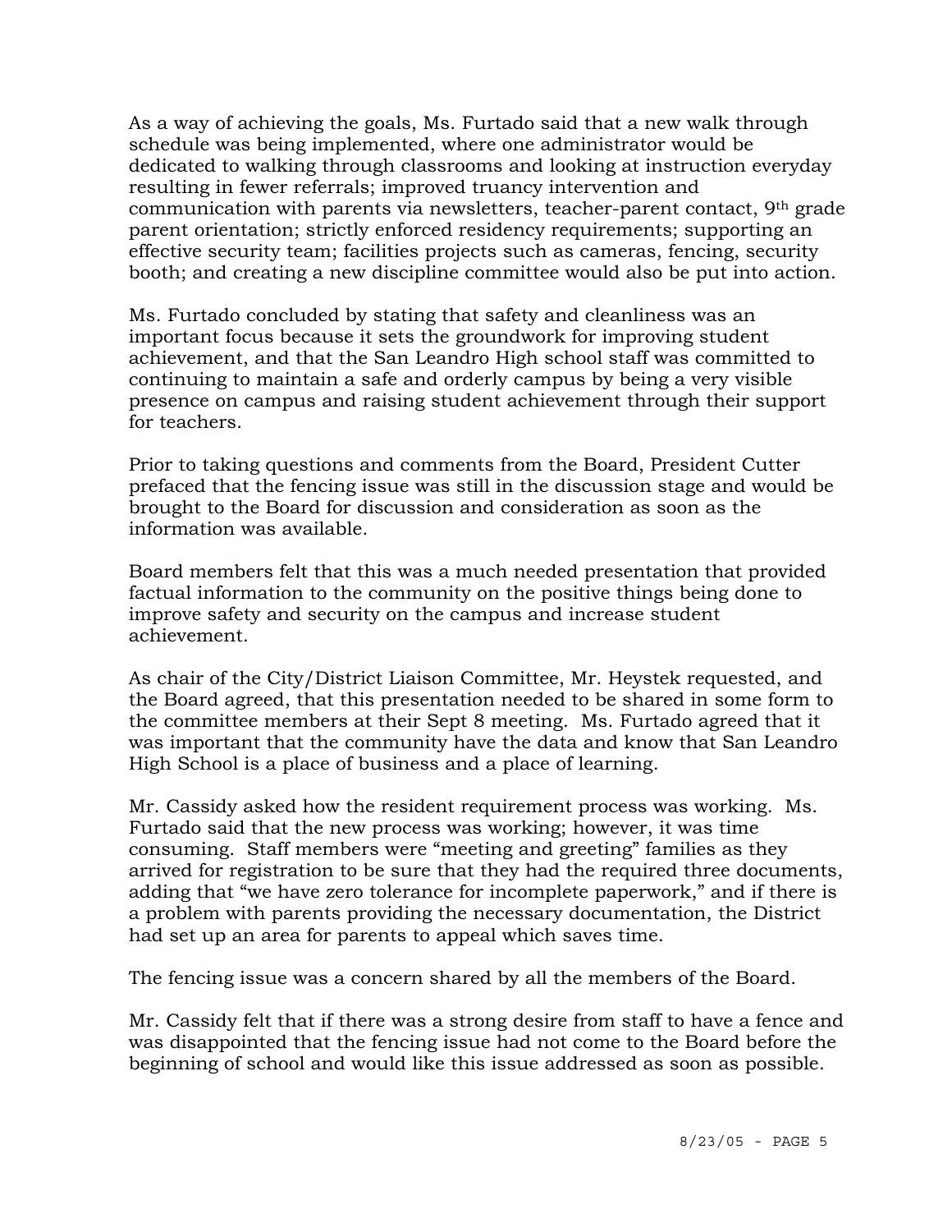As a way of achieving the goals, Ms. Furtado said that a new walk through schedule was being implemented, where one administrator would be dedicated to walking through classrooms and looking at instruction everyday resulting in fewer referrals; improved truancy intervention and communication with parents via newsletters, teacher-parent contact, 9th grade parent orientation; strictly enforced residency requirements; supporting an effective security team; facilities projects such as cameras, fencing, security booth; and creating a new discipline committee would also be put into action.

Ms. Furtado concluded by stating that safety and cleanliness was an important focus because it sets the groundwork for improving student achievement, and that the San Leandro High school staff was committed to continuing to maintain a safe and orderly campus by being a very visible presence on campus and raising student achievement through their support for teachers.

Prior to taking questions and comments from the Board, President Cutter prefaced that the fencing issue was still in the discussion stage and would be brought to the Board for discussion and consideration as soon as the information was available.

Board members felt that this was a much needed presentation that provided factual information to the community on the positive things being done to improve safety and security on the campus and increase student achievement.

As chair of the City/District Liaison Committee, Mr. Heystek requested, and the Board agreed, that this presentation needed to be shared in some form to the committee members at their Sept 8 meeting. Ms. Furtado agreed that it was important that the community have the data and know that San Leandro High School is a place of business and a place of learning.

Mr. Cassidy asked how the resident requirement process was working. Ms. Furtado said that the new process was working; however, it was time consuming. Staff members were "meeting and greeting" families as they arrived for registration to be sure that they had the required three documents, adding that "we have zero tolerance for incomplete paperwork," and if there is a problem with parents providing the necessary documentation, the District had set up an area for parents to appeal which saves time.

The fencing issue was a concern shared by all the members of the Board.

Mr. Cassidy felt that if there was a strong desire from staff to have a fence and was disappointed that the fencing issue had not come to the Board before the beginning of school and would like this issue addressed as soon as possible.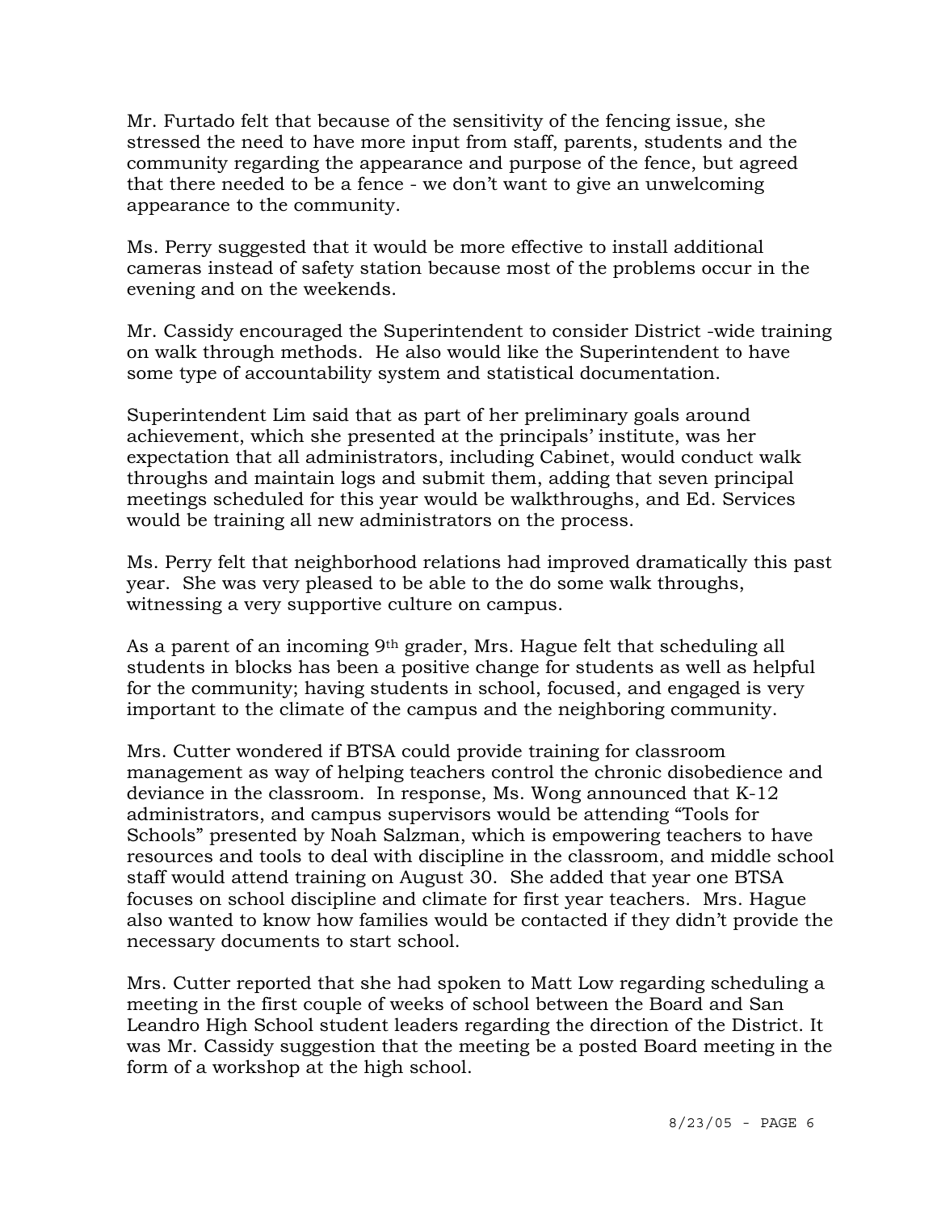Mr. Furtado felt that because of the sensitivity of the fencing issue, she stressed the need to have more input from staff, parents, students and the community regarding the appearance and purpose of the fence, but agreed that there needed to be a fence - we don't want to give an unwelcoming appearance to the community.

Ms. Perry suggested that it would be more effective to install additional cameras instead of safety station because most of the problems occur in the evening and on the weekends.

Mr. Cassidy encouraged the Superintendent to consider District -wide training on walk through methods. He also would like the Superintendent to have some type of accountability system and statistical documentation.

Superintendent Lim said that as part of her preliminary goals around achievement, which she presented at the principals' institute, was her expectation that all administrators, including Cabinet, would conduct walk throughs and maintain logs and submit them, adding that seven principal meetings scheduled for this year would be walkthroughs, and Ed. Services would be training all new administrators on the process.

Ms. Perry felt that neighborhood relations had improved dramatically this past year. She was very pleased to be able to the do some walk throughs, witnessing a very supportive culture on campus.

As a parent of an incoming 9th grader, Mrs. Hague felt that scheduling all students in blocks has been a positive change for students as well as helpful for the community; having students in school, focused, and engaged is very important to the climate of the campus and the neighboring community.

Mrs. Cutter wondered if BTSA could provide training for classroom management as way of helping teachers control the chronic disobedience and deviance in the classroom. In response, Ms. Wong announced that K-12 administrators, and campus supervisors would be attending "Tools for Schools" presented by Noah Salzman, which is empowering teachers to have resources and tools to deal with discipline in the classroom, and middle school staff would attend training on August 30. She added that year one BTSA focuses on school discipline and climate for first year teachers. Mrs. Hague also wanted to know how families would be contacted if they didn't provide the necessary documents to start school.

Mrs. Cutter reported that she had spoken to Matt Low regarding scheduling a meeting in the first couple of weeks of school between the Board and San Leandro High School student leaders regarding the direction of the District. It was Mr. Cassidy suggestion that the meeting be a posted Board meeting in the form of a workshop at the high school.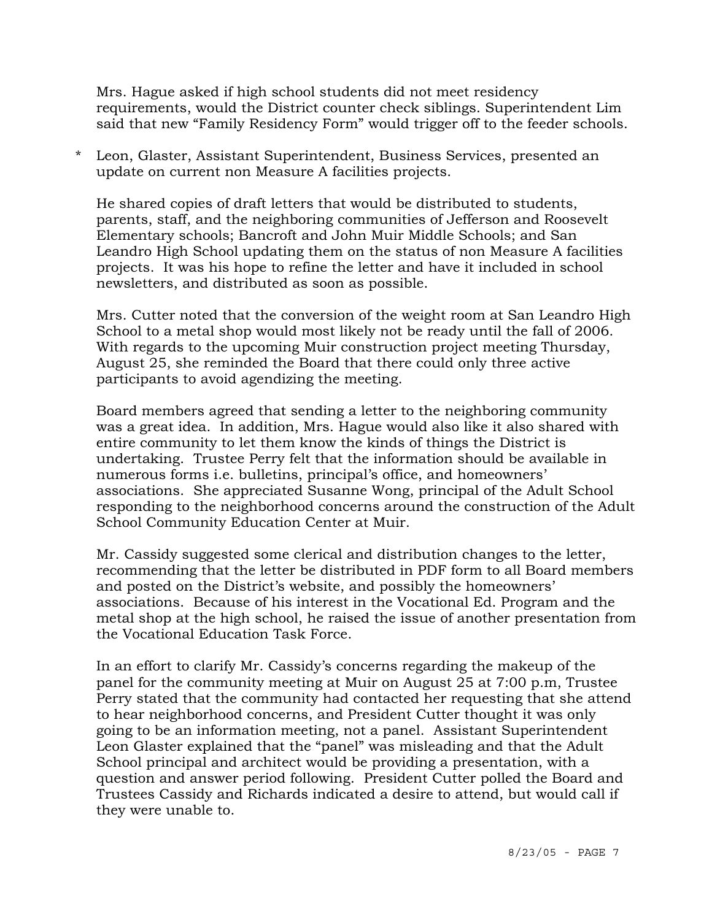Mrs. Hague asked if high school students did not meet residency requirements, would the District counter check siblings. Superintendent Lim said that new "Family Residency Form" would trigger off to the feeder schools.

* Leon, Glaster, Assistant Superintendent, Business Services, presented an update on current non Measure A facilities projects.

  He shared copies of draft letters that would be distributed to students, parents, staff, and the neighboring communities of Jefferson and Roosevelt Elementary schools; Bancroft and John Muir Middle Schools; and San Leandro High School updating them on the status of non Measure A facilities projects. It was his hope to refine the letter and have it included in school newsletters, and distributed as soon as possible.

  Mrs. Cutter noted that the conversion of the weight room at San Leandro High School to a metal shop would most likely not be ready until the fall of 2006. With regards to the upcoming Muir construction project meeting Thursday, August 25, she reminded the Board that there could only three active participants to avoid agendizing the meeting.

  Board members agreed that sending a letter to the neighboring community was a great idea. In addition, Mrs. Hague would also like it also shared with entire community to let them know the kinds of things the District is undertaking. Trustee Perry felt that the information should be available in numerous forms i.e. bulletins, principal's office, and homeowners' associations. She appreciated Susanne Wong, principal of the Adult School responding to the neighborhood concerns around the construction of the Adult School Community Education Center at Muir.

  Mr. Cassidy suggested some clerical and distribution changes to the letter, recommending that the letter be distributed in PDF form to all Board members and posted on the District's website, and possibly the homeowners' associations. Because of his interest in the Vocational Ed. Program and the metal shop at the high school, he raised the issue of another presentation from the Vocational Education Task Force.

  In an effort to clarify Mr. Cassidy's concerns regarding the makeup of the panel for the community meeting at Muir on August 25 at 7:00 p.m, Trustee Perry stated that the community had contacted her requesting that she attend to hear neighborhood concerns, and President Cutter thought it was only going to be an information meeting, not a panel. Assistant Superintendent Leon Glaster explained that the "panel" was misleading and that the Adult School principal and architect would be providing a presentation, with a question and answer period following. President Cutter polled the Board and Trustees Cassidy and Richards indicated a desire to attend, but would call if they were unable to.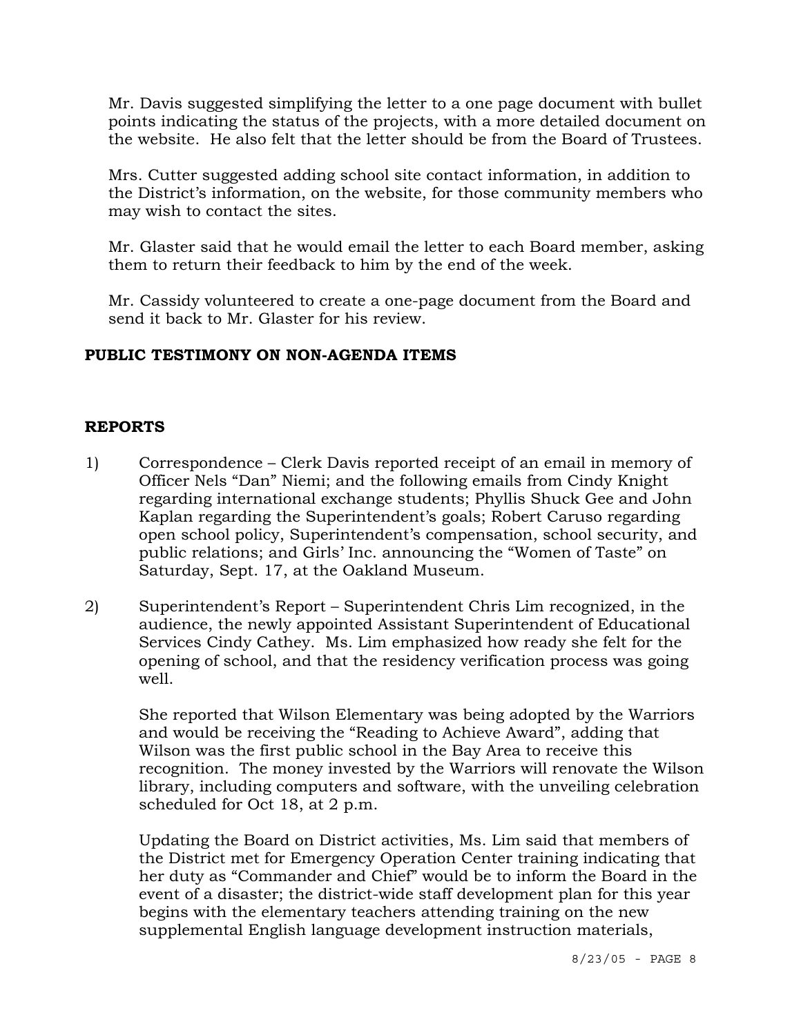Mr. Davis suggested simplifying the letter to a one page document with bullet points indicating the status of the projects, with a more detailed document on the website. He also felt that the letter should be from the Board of Trustees.

Mrs. Cutter suggested adding school site contact information, in addition to the District's information, on the website, for those community members who may wish to contact the sites.

Mr. Glaster said that he would email the letter to each Board member, asking them to return their feedback to him by the end of the week.

Mr. Cassidy volunteered to create a one-page document from the Board and send it back to Mr. Glaster for his review.

**PUBLIC TESTIMONY ON NON-AGENDA ITEMS**

**REPORTS**

1) Correspondence – Clerk Davis reported receipt of an email in memory of Officer Nels "Dan" Niemi; and the following emails from Cindy Knight regarding international exchange students; Phyllis Shuck Gee and John Kaplan regarding the Superintendent's goals; Robert Caruso regarding open school policy, Superintendent's compensation, school security, and public relations; and Girls' Inc. announcing the "Women of Taste" on Saturday, Sept. 17, at the Oakland Museum.

2) Superintendent's Report – Superintendent Chris Lim recognized, in the audience, the newly appointed Assistant Superintendent of Educational Services Cindy Cathey. Ms. Lim emphasized how ready she felt for the opening of school, and that the residency verification process was going well.

   She reported that Wilson Elementary was being adopted by the Warriors and would be receiving the "Reading to Achieve Award", adding that Wilson was the first public school in the Bay Area to receive this recognition. The money invested by the Warriors will renovate the Wilson library, including computers and software, with the unveiling celebration scheduled for Oct 18, at 2 p.m.

   Updating the Board on District activities, Ms. Lim said that members of the District met for Emergency Operation Center training indicating that her duty as "Commander and Chief" would be to inform the Board in the event of a disaster; the district-wide staff development plan for this year begins with the elementary teachers attending training on the new supplemental English language development instruction materials,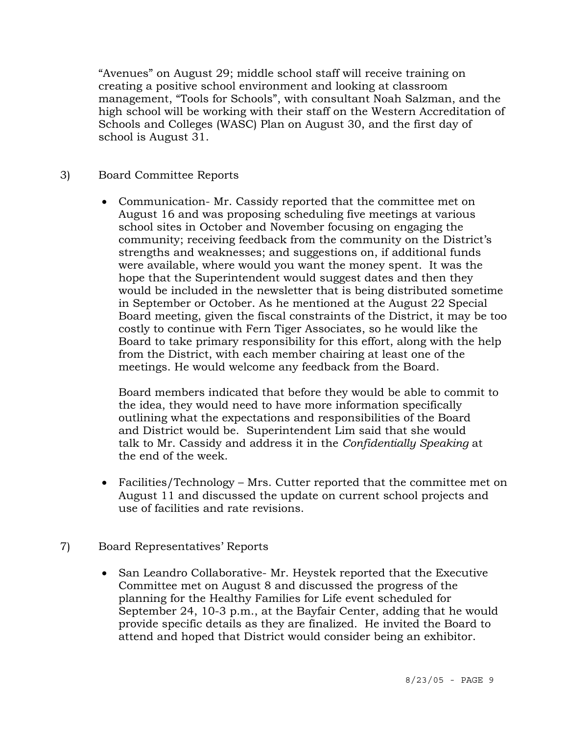"Avenues" on August 29; middle school staff will receive training on creating a positive school environment and looking at classroom management, "Tools for Schools", with consultant Noah Salzman, and the high school will be working with their staff on the Western Accreditation of Schools and Colleges (WASC) Plan on August 30, and the first day of school is August 31.

3) Board Committee Reports

- Communication- Mr. Cassidy reported that the committee met on August 16 and was proposing scheduling five meetings at various school sites in October and November focusing on engaging the community; receiving feedback from the community on the District's strengths and weaknesses; and suggestions on, if additional funds were available, where would you want the money spent. It was the hope that the Superintendent would suggest dates and then they would be included in the newsletter that is being distributed sometime in September or October. As he mentioned at the August 22 Special Board meeting, given the fiscal constraints of the District, it may be too costly to continue with Fern Tiger Associates, so he would like the Board to take primary responsibility for this effort, along with the help from the District, with each member chairing at least one of the meetings. He would welcome any feedback from the Board.

  Board members indicated that before they would be able to commit to the idea, they would need to have more information specifically outlining what the expectations and responsibilities of the Board and District would be. Superintendent Lim said that she would talk to Mr. Cassidy and address it in the *Confidentially Speaking* at the end of the week.

- Facilities/Technology – Mrs. Cutter reported that the committee met on August 11 and discussed the update on current school projects and use of facilities and rate revisions.

7) Board Representatives' Reports

- San Leandro Collaborative- Mr. Heystek reported that the Executive Committee met on August 8 and discussed the progress of the planning for the Healthy Families for Life event scheduled for September 24, 10-3 p.m., at the Bayfair Center, adding that he would provide specific details as they are finalized. He invited the Board to attend and hoped that District would consider being an exhibitor.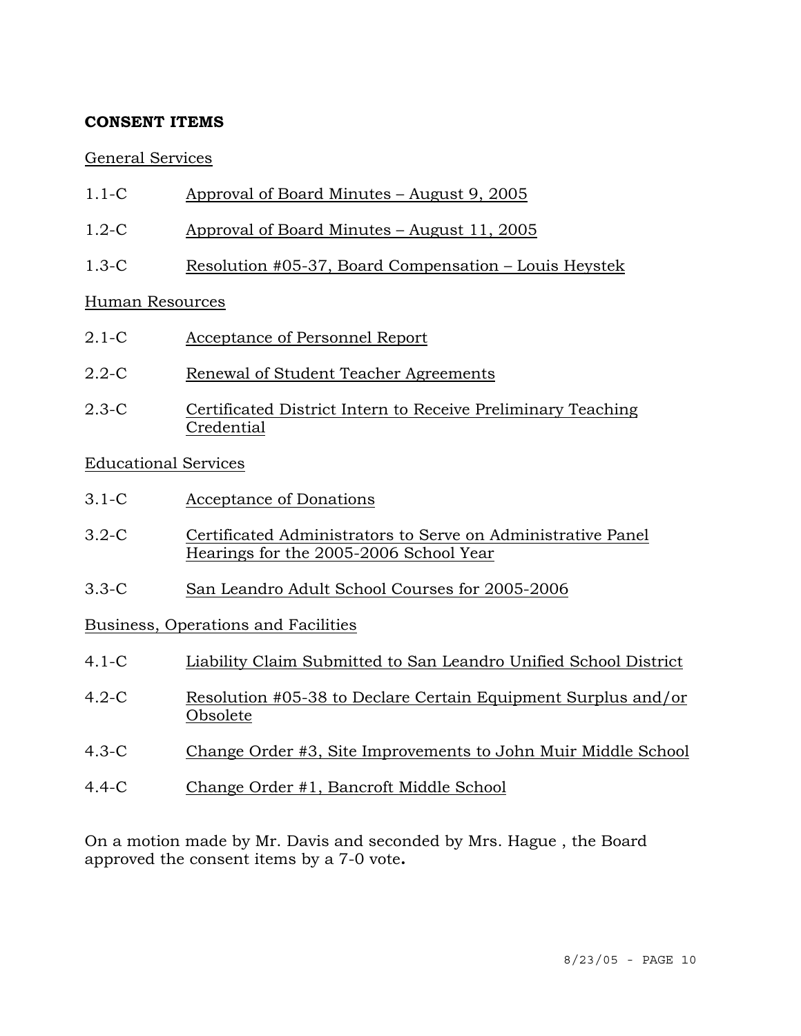**CONSENT ITEMS**

General Services

1.1-C Approval of Board Minutes – August 9, 2005

1.2-C Approval of Board Minutes – August 11, 2005

1.3-C Resolution #05-37, Board Compensation – Louis Heystek

Human Resources

2.1-C Acceptance of Personnel Report

2.2-C Renewal of Student Teacher Agreements

2.3-C Certificated District Intern to Receive Preliminary Teaching Credential

Educational Services

3.1-C Acceptance of Donations

3.2-C Certificated Administrators to Serve on Administrative Panel Hearings for the 2005-2006 School Year

3.3-C San Leandro Adult School Courses for 2005-2006

Business, Operations and Facilities

4.1-C Liability Claim Submitted to San Leandro Unified School District

4.2-C Resolution #05-38 to Declare Certain Equipment Surplus and/or Obsolete

4.3-C Change Order #3, Site Improvements to John Muir Middle School

4.4-C Change Order #1, Bancroft Middle School

On a motion made by Mr. Davis and seconded by Mrs. Hague , the Board approved the consent items by a 7-0 vote**.**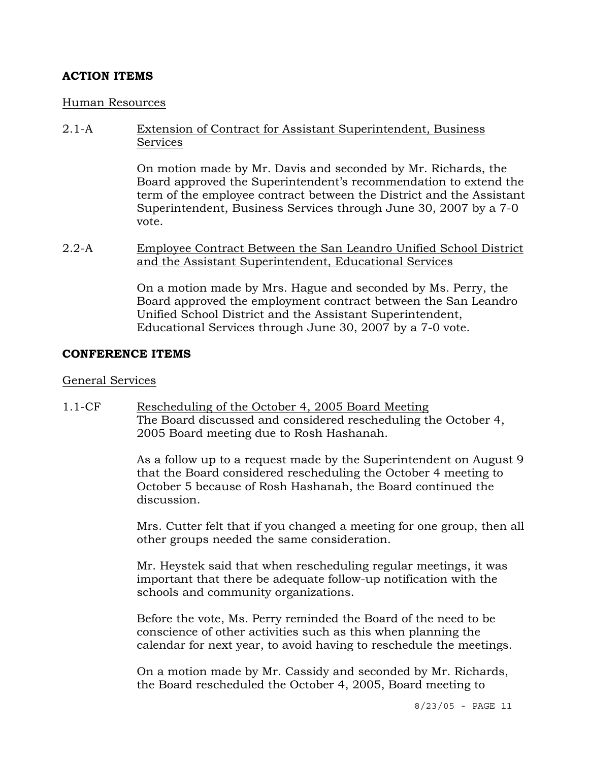**ACTION ITEMS**

Human Resources

2.1-A Extension of Contract for Assistant Superintendent, Business Services

On motion made by Mr. Davis and seconded by Mr. Richards, the Board approved the Superintendent's recommendation to extend the term of the employee contract between the District and the Assistant Superintendent, Business Services through June 30, 2007 by a 7-0 vote.

2.2-A Employee Contract Between the San Leandro Unified School District and the Assistant Superintendent, Educational Services

On a motion made by Mrs. Hague and seconded by Ms. Perry, the Board approved the employment contract between the San Leandro Unified School District and the Assistant Superintendent, Educational Services through June 30, 2007 by a 7-0 vote.

**CONFERENCE ITEMS**

General Services

1.1-CF Rescheduling of the October 4, 2005 Board Meeting
The Board discussed and considered rescheduling the October 4, 2005 Board meeting due to Rosh Hashanah.

As a follow up to a request made by the Superintendent on August 9 that the Board considered rescheduling the October 4 meeting to October 5 because of Rosh Hashanah, the Board continued the discussion.

Mrs. Cutter felt that if you changed a meeting for one group, then all other groups needed the same consideration.

Mr. Heystek said that when rescheduling regular meetings, it was important that there be adequate follow-up notification with the schools and community organizations.

Before the vote, Ms. Perry reminded the Board of the need to be conscience of other activities such as this when planning the calendar for next year, to avoid having to reschedule the meetings.

On a motion made by Mr. Cassidy and seconded by Mr. Richards, the Board rescheduled the October 4, 2005, Board meeting to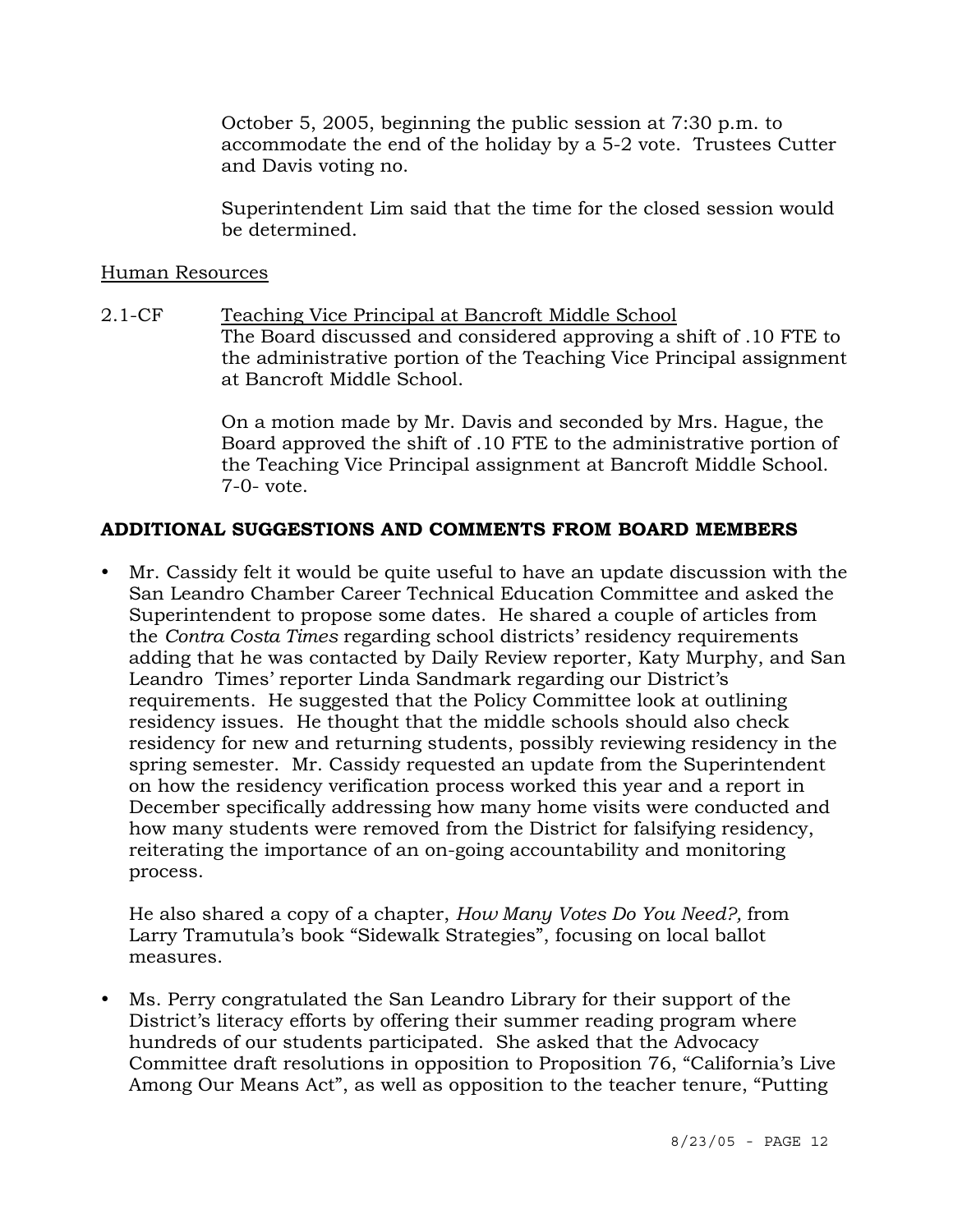October 5, 2005, beginning the public session at 7:30 p.m. to accommodate the end of the holiday by a 5-2 vote. Trustees Cutter and Davis voting no.

Superintendent Lim said that the time for the closed session would be determined.

Human Resources

2.1-CF Teaching Vice Principal at Bancroft Middle School

The Board discussed and considered approving a shift of .10 FTE to the administrative portion of the Teaching Vice Principal assignment at Bancroft Middle School.

On a motion made by Mr. Davis and seconded by Mrs. Hague, the Board approved the shift of .10 FTE to the administrative portion of the Teaching Vice Principal assignment at Bancroft Middle School. 7-0- vote.

**ADDITIONAL SUGGESTIONS AND COMMENTS FROM BOARD MEMBERS**

- Mr. Cassidy felt it would be quite useful to have an update discussion with the San Leandro Chamber Career Technical Education Committee and asked the Superintendent to propose some dates. He shared a couple of articles from the *Contra Costa Times* regarding school districts' residency requirements adding that he was contacted by Daily Review reporter, Katy Murphy, and San Leandro Times' reporter Linda Sandmark regarding our District's requirements. He suggested that the Policy Committee look at outlining residency issues. He thought that the middle schools should also check residency for new and returning students, possibly reviewing residency in the spring semester. Mr. Cassidy requested an update from the Superintendent on how the residency verification process worked this year and a report in December specifically addressing how many home visits were conducted and how many students were removed from the District for falsifying residency, reiterating the importance of an on-going accountability and monitoring process.

  He also shared a copy of a chapter, *How Many Votes Do You Need?,* from Larry Tramutula's book "Sidewalk Strategies", focusing on local ballot measures.

- Ms. Perry congratulated the San Leandro Library for their support of the District's literacy efforts by offering their summer reading program where hundreds of our students participated. She asked that the Advocacy Committee draft resolutions in opposition to Proposition 76, "California's Live Among Our Means Act", as well as opposition to the teacher tenure, "Putting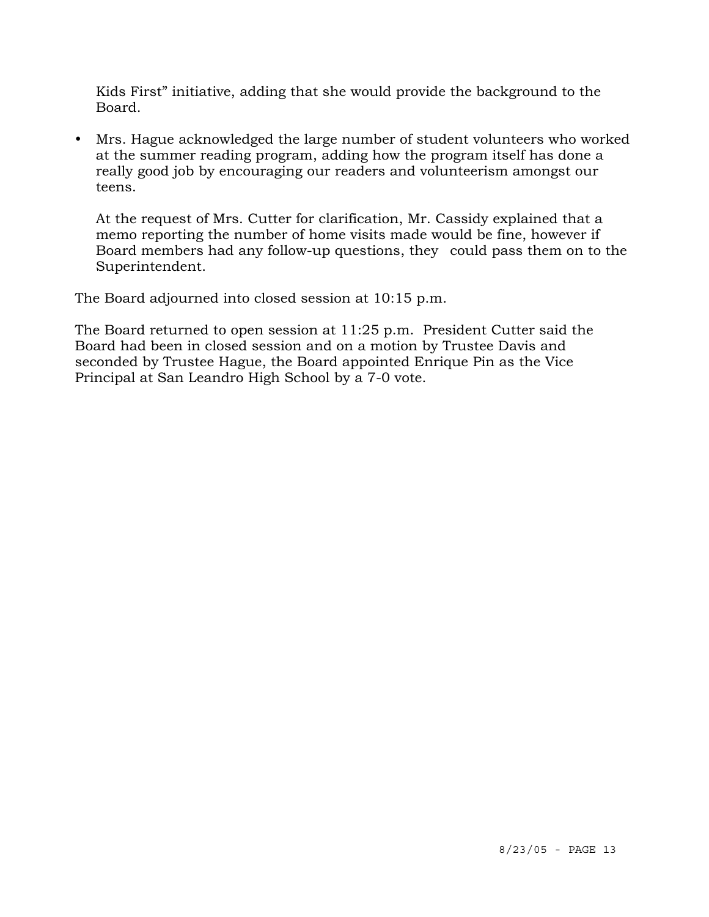Kids First" initiative, adding that she would provide the background to the Board.

- Mrs. Hague acknowledged the large number of student volunteers who worked at the summer reading program, adding how the program itself has done a really good job by encouraging our readers and volunteerism amongst our teens.

  At the request of Mrs. Cutter for clarification, Mr. Cassidy explained that a memo reporting the number of home visits made would be fine, however if Board members had any follow-up questions, they could pass them on to the Superintendent.

The Board adjourned into closed session at 10:15 p.m.

The Board returned to open session at 11:25 p.m. President Cutter said the Board had been in closed session and on a motion by Trustee Davis and seconded by Trustee Hague, the Board appointed Enrique Pin as the Vice Principal at San Leandro High School by a 7-0 vote.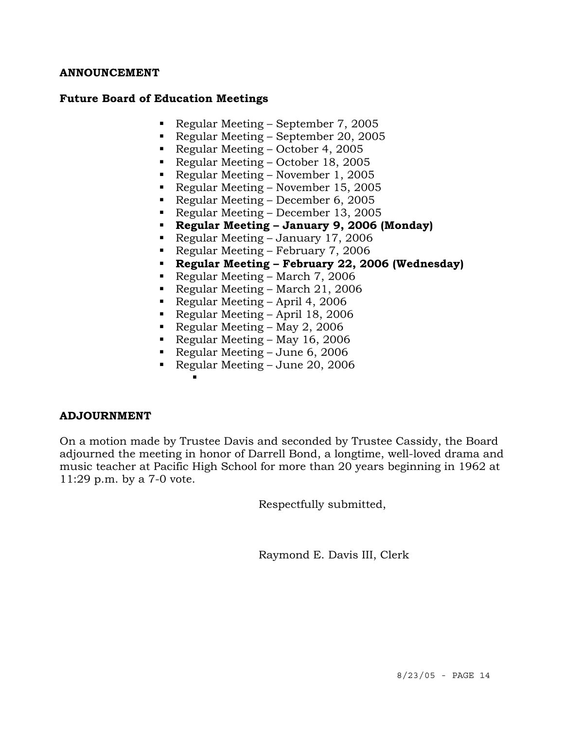**ANNOUNCEMENT**

**Future Board of Education Meetings**

- Regular Meeting – September 7, 2005
- Regular Meeting – September 20, 2005
- Regular Meeting – October 4, 2005
- Regular Meeting – October 18, 2005
- Regular Meeting – November 1, 2005
- Regular Meeting – November 15, 2005
- Regular Meeting – December 6, 2005
- Regular Meeting – December 13, 2005
- **Regular Meeting – January 9, 2006 (Monday)**
- Regular Meeting – January 17, 2006
- Regular Meeting – February 7, 2006
- **Regular Meeting – February 22, 2006 (Wednesday)**
- Regular Meeting – March 7, 2006
- Regular Meeting – March 21, 2006
- Regular Meeting – April 4, 2006
- Regular Meeting – April 18, 2006
- Regular Meeting – May 2, 2006
- Regular Meeting – May 16, 2006
- Regular Meeting – June 6, 2006
- Regular Meeting – June 20, 2006

**ADJOURNMENT**

On a motion made by Trustee Davis and seconded by Trustee Cassidy, the Board adjourned the meeting in honor of Darrell Bond, a longtime, well-loved drama and music teacher at Pacific High School for more than 20 years beginning in 1962 at 11:29 p.m. by a 7-0 vote.

Respectfully submitted,

Raymond E. Davis III, Clerk